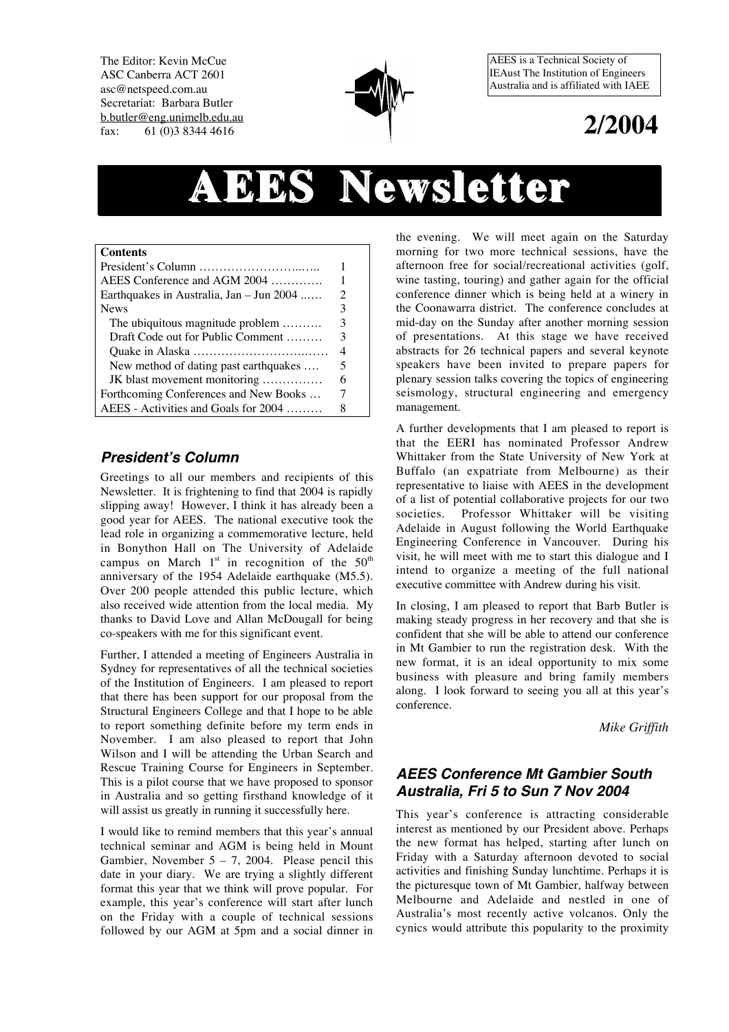The Editor: Kevin McCue
ASC Canberra ACT 2601
asc@netspeed.com.au
Secretariat: Barbara Butler
b.butler@eng.unimelb.edu.au
fax: 61 (0)3 8344 4616

AEES is a Technical Society of IEAust The Institution of Engineers Australia and is affiliated with IAEE

**2/2004**

# AEES Newsletter

| **Contents** | |
|---|---|
| President's Column ……………………..….. | 1 |
| AEES Conference and AGM 2004 …………. | 1 |
| Earthquakes in Australia, Jan – Jun 2004 ..…. | 2 |
| News | 3 |
| The ubiquitous magnitude problem ………. | 3 |
| Draft Code out for Public Comment ……… | 3 |
| Quake in Alaska …………………………..…… | 4 |
| New method of dating past earthquakes …. | 5 |
| JK blast movement monitoring …………… | 6 |
| Forthcoming Conferences and New Books … | 7 |
| AEES - Activities and Goals for 2004 ……… | 8 |

## *President's Column*

Greetings to all our members and recipients of this Newsletter. It is frightening to find that 2004 is rapidly slipping away! However, I think it has already been a good year for AEES. The national executive took the lead role in organizing a commemorative lecture, held in Bonython Hall on The University of Adelaide campus on March 1st in recognition of the 50th anniversary of the 1954 Adelaide earthquake (M5.5). Over 200 people attended this public lecture, which also received wide attention from the local media. My thanks to David Love and Allan McDougall for being co-speakers with me for this significant event.

Further, I attended a meeting of Engineers Australia in Sydney for representatives of all the technical societies of the Institution of Engineers. I am pleased to report that there has been support for our proposal from the Structural Engineers College and that I hope to be able to report something definite before my term ends in November. I am also pleased to report that John Wilson and I will be attending the Urban Search and Rescue Training Course for Engineers in September. This is a pilot course that we have proposed to sponsor in Australia and so getting firsthand knowledge of it will assist us greatly in running it successfully here.

I would like to remind members that this year's annual technical seminar and AGM is being held in Mount Gambier, November 5 – 7, 2004. Please pencil this date in your diary. We are trying a slightly different format this year that we think will prove popular. For example, this year's conference will start after lunch on the Friday with a couple of technical sessions followed by our AGM at 5pm and a social dinner in the evening. We will meet again on the Saturday morning for two more technical sessions, have the afternoon free for social/recreational activities (golf, wine tasting, touring) and gather again for the official conference dinner which is being held at a winery in the Coonawarra district. The conference concludes at mid-day on the Sunday after another morning session of presentations. At this stage we have received abstracts for 26 technical papers and several keynote speakers have been invited to prepare papers for plenary session talks covering the topics of engineering seismology, structural engineering and emergency management.

A further developments that I am pleased to report is that the EERI has nominated Professor Andrew Whittaker from the State University of New York at Buffalo (an expatriate from Melbourne) as their representative to liaise with AEES in the development of a list of potential collaborative projects for our two societies. Professor Whittaker will be visiting Adelaide in August following the World Earthquake Engineering Conference in Vancouver. During his visit, he will meet with me to start this dialogue and I intend to organize a meeting of the full national executive committee with Andrew during his visit.

In closing, I am pleased to report that Barb Butler is making steady progress in her recovery and that she is confident that she will be able to attend our conference in Mt Gambier to run the registration desk. With the new format, it is an ideal opportunity to mix some business with pleasure and bring family members along. I look forward to seeing you all at this year's conference.

*Mike Griffith*

## *AEES Conference Mt Gambier South Australia, Fri 5 to Sun 7 Nov 2004*

This year's conference is attracting considerable interest as mentioned by our President above. Perhaps the new format has helped, starting after lunch on Friday with a Saturday afternoon devoted to social activities and finishing Sunday lunchtime. Perhaps it is the picturesque town of Mt Gambier, halfway between Melbourne and Adelaide and nestled in one of Australia's most recently active volcanos. Only the cynics would attribute this popularity to the proximity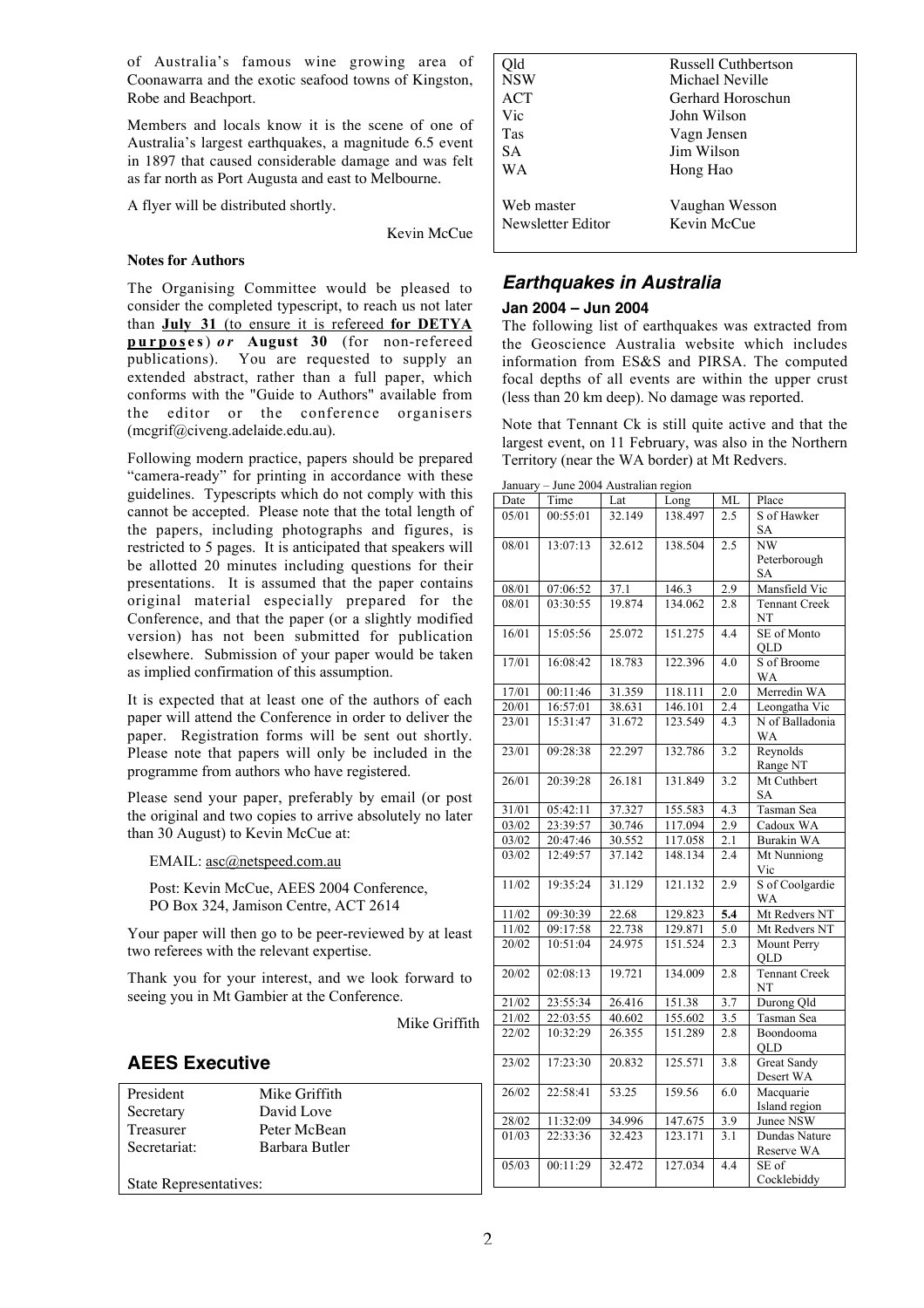of Australia's famous wine growing area of Coonawarra and the exotic seafood towns of Kingston, Robe and Beachport.

Members and locals know it is the scene of one of Australia's largest earthquakes, a magnitude 6.5 event in 1897 that caused considerable damage and was felt as far north as Port Augusta and east to Melbourne.

A flyer will be distributed shortly.

Kevin McCue

**Notes for Authors**

The Organising Committee would be pleased to consider the completed typescript, to reach us not later than **July 31** (to ensure it is refereed **for DETYA purposes**) ***or*** **August 30** (for non-refereed publications). You are requested to supply an extended abstract, rather than a full paper, which conforms with the "Guide to Authors" available from the editor or the conference organisers (mcgrif@civeng.adelaide.edu.au).

Following modern practice, papers should be prepared "camera-ready" for printing in accordance with these guidelines. Typescripts which do not comply with this cannot be accepted. Please note that the total length of the papers, including photographs and figures, is restricted to 5 pages. It is anticipated that speakers will be allotted 20 minutes including questions for their presentations. It is assumed that the paper contains original material especially prepared for the Conference, and that the paper (or a slightly modified version) has not been submitted for publication elsewhere. Submission of your paper would be taken as implied confirmation of this assumption.

It is expected that at least one of the authors of each paper will attend the Conference in order to deliver the paper. Registration forms will be sent out shortly. Please note that papers will only be included in the programme from authors who have registered.

Please send your paper, preferably by email (or post the original and two copies to arrive absolutely no later than 30 August) to Kevin McCue at:

EMAIL: asc@netspeed.com.au

Post: Kevin McCue, AEES 2004 Conference,
PO Box 324, Jamison Centre, ACT 2614

Your paper will then go to be peer-reviewed by at least two referees with the relevant expertise.

Thank you for your interest, and we look forward to seeing you in Mt Gambier at the Conference.

Mike Griffith

## AEES Executive

| | |
|---|---|
| President | Mike Griffith |
| Secretary | David Love |
| Treasurer | Peter McBean |
| Secretariat: | Barbara Butler |
| State Representatives: | |
| Qld | Russell Cuthbertson |
| NSW | Michael Neville |
| ACT | Gerhard Horoschun |
| Vic | John Wilson |
| Tas | Vagn Jensen |
| SA | Jim Wilson |
| WA | Hong Hao |
| Web master | Vaughan Wesson |
| Newsletter Editor | Kevin McCue |

## *Earthquakes in Australia*

### Jan 2004 – Jun 2004

The following list of earthquakes was extracted from the Geoscience Australia website which includes information from ES&S and PIRSA. The computed focal depths of all events are within the upper crust (less than 20 km deep). No damage was reported.

Note that Tennant Ck is still quite active and that the largest event, on 11 February, was also in the Northern Territory (near the WA border) at Mt Redvers.

January – June 2004 Australian region

| Date | Time | Lat | Long | ML | Place |
|---|---|---|---|---|---|
| 05/01 | 00:55:01 | 32.149 | 138.497 | 2.5 | S of Hawker SA |
| 08/01 | 13:07:13 | 32.612 | 138.504 | 2.5 | NW Peterborough SA |
| 08/01 | 07:06:52 | 37.1 | 146.3 | 2.9 | Mansfield Vic |
| 08/01 | 03:30:55 | 19.874 | 134.062 | 2.8 | Tennant Creek NT |
| 16/01 | 15:05:56 | 25.072 | 151.275 | 4.4 | SE of Monto QLD |
| 17/01 | 16:08:42 | 18.783 | 122.396 | 4.0 | S of Broome WA |
| 17/01 | 00:11:46 | 31.359 | 118.111 | 2.0 | Merredin WA |
| 20/01 | 16:57:01 | 38.631 | 146.101 | 2.4 | Leongatha Vic |
| 23/01 | 15:31:47 | 31.672 | 123.549 | 4.3 | N of Balladonia WA |
| 23/01 | 09:28:38 | 22.297 | 132.786 | 3.2 | Reynolds Range NT |
| 26/01 | 20:39:28 | 26.181 | 131.849 | 3.2 | Mt Cuthbert SA |
| 31/01 | 05:42:11 | 37.327 | 155.583 | 4.3 | Tasman Sea |
| 03/02 | 23:39:57 | 30.746 | 117.094 | 2.9 | Cadoux WA |
| 03/02 | 20:47:46 | 30.552 | 117.058 | 2.1 | Burakin WA |
| 03/02 | 12:49:57 | 37.142 | 148.134 | 2.4 | Mt Nunniong Vic |
| 11/02 | 19:35:24 | 31.129 | 121.132 | 2.9 | S of Coolgardie WA |
| 11/02 | 09:30:39 | 22.68 | 129.823 | **5.4** | Mt Redvers NT |
| 11/02 | 09:17:58 | 22.738 | 129.871 | 5.0 | Mt Redvers NT |
| 20/02 | 10:51:04 | 24.975 | 151.524 | 2.3 | Mount Perry QLD |
| 20/02 | 02:08:13 | 19.721 | 134.009 | 2.8 | Tennant Creek NT |
| 21/02 | 23:55:34 | 26.416 | 151.38 | 3.7 | Durong Qld |
| 21/02 | 22:03:55 | 40.602 | 155.602 | 3.5 | Tasman Sea |
| 22/02 | 10:32:29 | 26.355 | 151.289 | 2.8 | Boondooma QLD |
| 23/02 | 17:23:30 | 20.832 | 125.571 | 3.8 | Great Sandy Desert WA |
| 26/02 | 22:58:41 | 53.25 | 159.56 | 6.0 | Macquarie Island region |
| 28/02 | 11:32:09 | 34.996 | 147.675 | 3.9 | Junee NSW |
| 01/03 | 22:33:36 | 32.423 | 123.171 | 3.1 | Dundas Nature Reserve WA |
| 05/03 | 00:11:29 | 32.472 | 127.034 | 4.4 | SE of Cocklebiddy |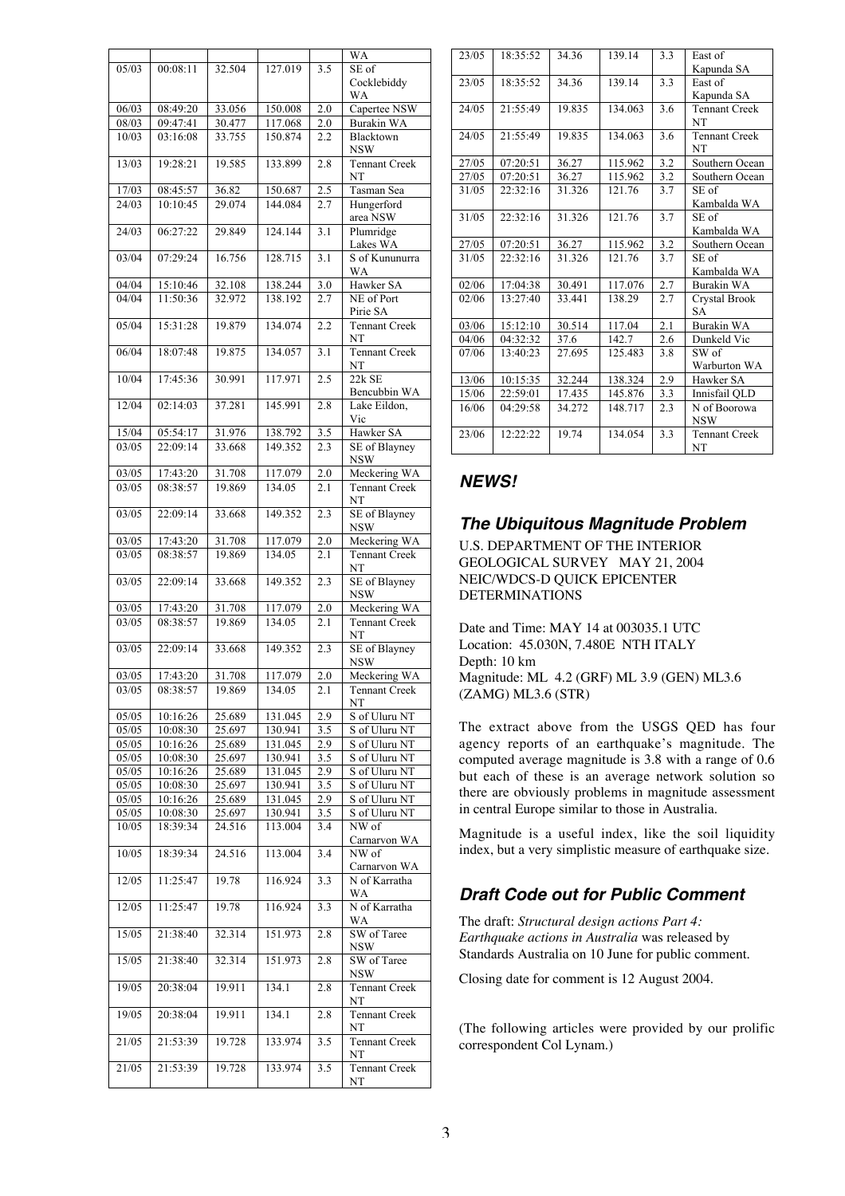| | | | | | WA |
|---|---|---|---|---|---|
| 05/03 | 00:08:11 | 32.504 | 127.019 | 3.5 | SE of Cocklebiddy WA |
| 06/03 | 08:49:20 | 33.056 | 150.008 | 2.0 | Capertee NSW |
| 08/03 | 09:47:41 | 30.477 | 117.068 | 2.0 | Burakin WA |
| 10/03 | 03:16:08 | 33.755 | 150.874 | 2.2 | Blacktown NSW |
| 13/03 | 19:28:21 | 19.585 | 133.899 | 2.8 | Tennant Creek NT |
| 17/03 | 08:45:57 | 36.82 | 150.687 | 2.5 | Tasman Sea |
| 24/03 | 10:10:45 | 29.074 | 144.084 | 2.7 | Hungerford area NSW |
| 24/03 | 06:27:22 | 29.849 | 124.144 | 3.1 | Plumridge Lakes WA |
| 03/04 | 07:29:24 | 16.756 | 128.715 | 3.1 | S of Kununurra WA |
| 04/04 | 15:10:46 | 32.108 | 138.244 | 3.0 | Hawker SA |
| 04/04 | 11:50:36 | 32.972 | 138.192 | 2.7 | NE of Port Pirie SA |
| 05/04 | 15:31:28 | 19.879 | 134.074 | 2.2 | Tennant Creek NT |
| 06/04 | 18:07:48 | 19.875 | 134.057 | 3.1 | Tennant Creek NT |
| 10/04 | 17:45:36 | 30.991 | 117.971 | 2.5 | 22k SE Bencubbin WA |
| 12/04 | 02:14:03 | 37.281 | 145.991 | 2.8 | Lake Eildon, Vic |
| 15/04 | 05:54:17 | 31.976 | 138.792 | 3.5 | Hawker SA |
| 03/05 | 22:09:14 | 33.668 | 149.352 | 2.3 | SE of Blayney NSW |
| 03/05 | 17:43:20 | 31.708 | 117.079 | 2.0 | Meckering WA |
| 03/05 | 08:38:57 | 19.869 | 134.05 | 2.1 | Tennant Creek NT |
| 03/05 | 22:09:14 | 33.668 | 149.352 | 2.3 | SE of Blayney NSW |
| 03/05 | 17:43:20 | 31.708 | 117.079 | 2.0 | Meckering WA |
| 03/05 | 08:38:57 | 19.869 | 134.05 | 2.1 | Tennant Creek NT |
| 03/05 | 22:09:14 | 33.668 | 149.352 | 2.3 | SE of Blayney NSW |
| 03/05 | 17:43:20 | 31.708 | 117.079 | 2.0 | Meckering WA |
| 03/05 | 08:38:57 | 19.869 | 134.05 | 2.1 | Tennant Creek NT |
| 03/05 | 22:09:14 | 33.668 | 149.352 | 2.3 | SE of Blayney NSW |
| 03/05 | 17:43:20 | 31.708 | 117.079 | 2.0 | Meckering WA |
| 03/05 | 08:38:57 | 19.869 | 134.05 | 2.1 | Tennant Creek NT |
| 05/05 | 10:16:26 | 25.689 | 131.045 | 2.9 | S of Uluru NT |
| 05/05 | 10:08:30 | 25.697 | 130.941 | 3.5 | S of Uluru NT |
| 05/05 | 10:16:26 | 25.689 | 131.045 | 2.9 | S of Uluru NT |
| 05/05 | 10:08:30 | 25.697 | 130.941 | 3.5 | S of Uluru NT |
| 05/05 | 10:16:26 | 25.689 | 131.045 | 2.9 | S of Uluru NT |
| 05/05 | 10:08:30 | 25.697 | 130.941 | 3.5 | S of Uluru NT |
| 05/05 | 10:16:26 | 25.689 | 131.045 | 2.9 | S of Uluru NT |
| 05/05 | 10:08:30 | 25.697 | 130.941 | 3.5 | S of Uluru NT |
| 10/05 | 18:39:34 | 24.516 | 113.004 | 3.4 | NW of Carnarvon WA |
| 10/05 | 18:39:34 | 24.516 | 113.004 | 3.4 | NW of Carnarvon WA |
| 12/05 | 11:25:47 | 19.78 | 116.924 | 3.3 | N of Karratha WA |
| 12/05 | 11:25:47 | 19.78 | 116.924 | 3.3 | N of Karratha WA |
| 15/05 | 21:38:40 | 32.314 | 151.973 | 2.8 | SW of Taree NSW |
| 15/05 | 21:38:40 | 32.314 | 151.973 | 2.8 | SW of Taree NSW |
| 19/05 | 20:38:04 | 19.911 | 134.1 | 2.8 | Tennant Creek NT |
| 19/05 | 20:38:04 | 19.911 | 134.1 | 2.8 | Tennant Creek NT |
| 21/05 | 21:53:39 | 19.728 | 133.974 | 3.5 | Tennant Creek NT |
| 21/05 | 21:53:39 | 19.728 | 133.974 | 3.5 | Tennant Creek NT |
| 23/05 | 18:35:52 | 34.36 | 139.14 | 3.3 | East of Kapunda SA |
| 23/05 | 18:35:52 | 34.36 | 139.14 | 3.3 | East of Kapunda SA |
| 24/05 | 21:55:49 | 19.835 | 134.063 | 3.6 | Tennant Creek NT |
| 24/05 | 21:55:49 | 19.835 | 134.063 | 3.6 | Tennant Creek NT |
| 27/05 | 07:20:51 | 36.27 | 115.962 | 3.2 | Southern Ocean |
| 27/05 | 07:20:51 | 36.27 | 115.962 | 3.2 | Southern Ocean |
| 31/05 | 22:32:16 | 31.326 | 121.76 | 3.7 | SE of Kambalda WA |
| 31/05 | 22:32:16 | 31.326 | 121.76 | 3.7 | SE of Kambalda WA |
| 27/05 | 07:20:51 | 36.27 | 115.962 | 3.2 | Southern Ocean |
| 31/05 | 22:32:16 | 31.326 | 121.76 | 3.7 | SE of Kambalda WA |
| 02/06 | 17:04:38 | 30.491 | 117.076 | 2.7 | Burakin WA |
| 02/06 | 13:27:40 | 33.441 | 138.29 | 2.7 | Crystal Brook SA |
| 03/06 | 15:12:10 | 30.514 | 117.04 | 2.1 | Burakin WA |
| 04/06 | 04:32:32 | 37.6 | 142.7 | 2.6 | Dunkeld Vic |
| 07/06 | 13:40:23 | 27.695 | 125.483 | 3.8 | SW of Warburton WA |
| 13/06 | 10:15:35 | 32.244 | 138.324 | 2.9 | Hawker SA |
| 15/06 | 22:59:01 | 17.435 | 145.876 | 3.3 | Innisfail QLD |
| 16/06 | 04:29:58 | 34.272 | 148.717 | 2.3 | N of Boorowa NSW |
| 23/06 | 12:22:22 | 19.74 | 134.054 | 3.3 | Tennant Creek NT |

## *NEWS!*

### *The Ubiquitous Magnitude Problem*

U.S. DEPARTMENT OF THE INTERIOR
GEOLOGICAL SURVEY MAY 21, 2004
NEIC/WDCS-D QUICK EPICENTER DETERMINATIONS

Date and Time: MAY 14 at 003035.1 UTC
Location: 45.030N, 7.480E NTH ITALY
Depth: 10 km
Magnitude: ML 4.2 (GRF) ML 3.9 (GEN) ML3.6 (ZAMG) ML3.6 (STR)

The extract above from the USGS QED has four agency reports of an earthquake's magnitude. The computed average magnitude is 3.8 with a range of 0.6 but each of these is an average network solution so there are obviously problems in magnitude assessment in central Europe similar to those in Australia.

Magnitude is a useful index, like the soil liquidity index, but a very simplistic measure of earthquake size.

### *Draft Code out for Public Comment*

The draft: *Structural design actions Part 4: Earthquake actions in Australia* was released by Standards Australia on 10 June for public comment.

Closing date for comment is 12 August 2004.

(The following articles were provided by our prolific correspondent Col Lynam.)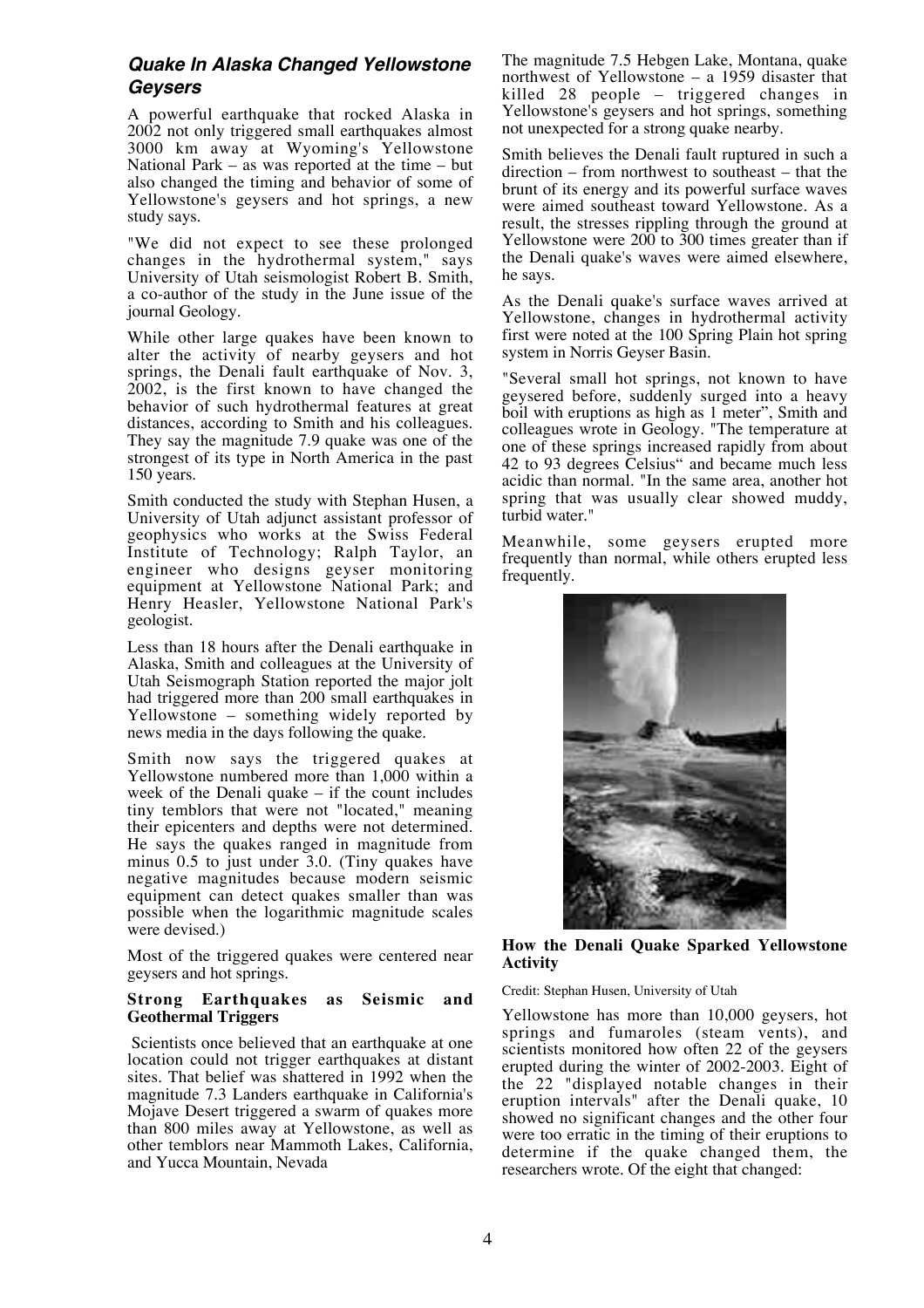## *Quake In Alaska Changed Yellowstone Geysers*

A powerful earthquake that rocked Alaska in 2002 not only triggered small earthquakes almost 3000 km away at Wyoming's Yellowstone National Park – as was reported at the time – but also changed the timing and behavior of some of Yellowstone's geysers and hot springs, a new study says.

"We did not expect to see these prolonged changes in the hydrothermal system," says University of Utah seismologist Robert B. Smith, a co-author of the study in the June issue of the journal Geology.

While other large quakes have been known to alter the activity of nearby geysers and hot springs, the Denali fault earthquake of Nov. 3, 2002, is the first known to have changed the behavior of such hydrothermal features at great distances, according to Smith and his colleagues. They say the magnitude 7.9 quake was one of the strongest of its type in North America in the past 150 years.

Smith conducted the study with Stephan Husen, a University of Utah adjunct assistant professor of geophysics who works at the Swiss Federal Institute of Technology; Ralph Taylor, an engineer who designs geyser monitoring equipment at Yellowstone National Park; and Henry Heasler, Yellowstone National Park's geologist.

Less than 18 hours after the Denali earthquake in Alaska, Smith and colleagues at the University of Utah Seismograph Station reported the major jolt had triggered more than 200 small earthquakes in Yellowstone – something widely reported by news media in the days following the quake.

Smith now says the triggered quakes at Yellowstone numbered more than 1,000 within a week of the Denali quake – if the count includes tiny temblors that were not "located," meaning their epicenters and depths were not determined. He says the quakes ranged in magnitude from minus 0.5 to just under 3.0. (Tiny quakes have negative magnitudes because modern seismic equipment can detect quakes smaller than was possible when the logarithmic magnitude scales were devised.)

Most of the triggered quakes were centered near geysers and hot springs.

### Strong Earthquakes as Seismic and Geothermal Triggers

Scientists once believed that an earthquake at one location could not trigger earthquakes at distant sites. That belief was shattered in 1992 when the magnitude 7.3 Landers earthquake in California's Mojave Desert triggered a swarm of quakes more than 800 miles away at Yellowstone, as well as other temblors near Mammoth Lakes, California, and Yucca Mountain, Nevada

The magnitude 7.5 Hebgen Lake, Montana, quake northwest of Yellowstone – a 1959 disaster that killed 28 people – triggered changes in Yellowstone's geysers and hot springs, something not unexpected for a strong quake nearby.

Smith believes the Denali fault ruptured in such a direction – from northwest to southeast – that the brunt of its energy and its powerful surface waves were aimed southeast toward Yellowstone. As a result, the stresses rippling through the ground at Yellowstone were 200 to 300 times greater than if the Denali quake's waves were aimed elsewhere, he says.

As the Denali quake's surface waves arrived at Yellowstone, changes in hydrothermal activity first were noted at the 100 Spring Plain hot spring system in Norris Geyser Basin.

"Several small hot springs, not known to have geysered before, suddenly surged into a heavy boil with eruptions as high as 1 meter", Smith and colleagues wrote in Geology. "The temperature at one of these springs increased rapidly from about 42 to 93 degrees Celsius" and became much less acidic than normal. "In the same area, another hot spring that was usually clear showed muddy, turbid water."

Meanwhile, some geysers erupted more frequently than normal, while others erupted less frequently.

**How the Denali Quake Sparked Yellowstone Activity**

Credit: Stephan Husen, University of Utah

Yellowstone has more than 10,000 geysers, hot springs and fumaroles (steam vents), and scientists monitored how often 22 of the geysers erupted during the winter of 2002-2003. Eight of the 22 "displayed notable changes in their eruption intervals" after the Denali quake, 10 showed no significant changes and the other four were too erratic in the timing of their eruptions to determine if the quake changed them, the researchers wrote. Of the eight that changed: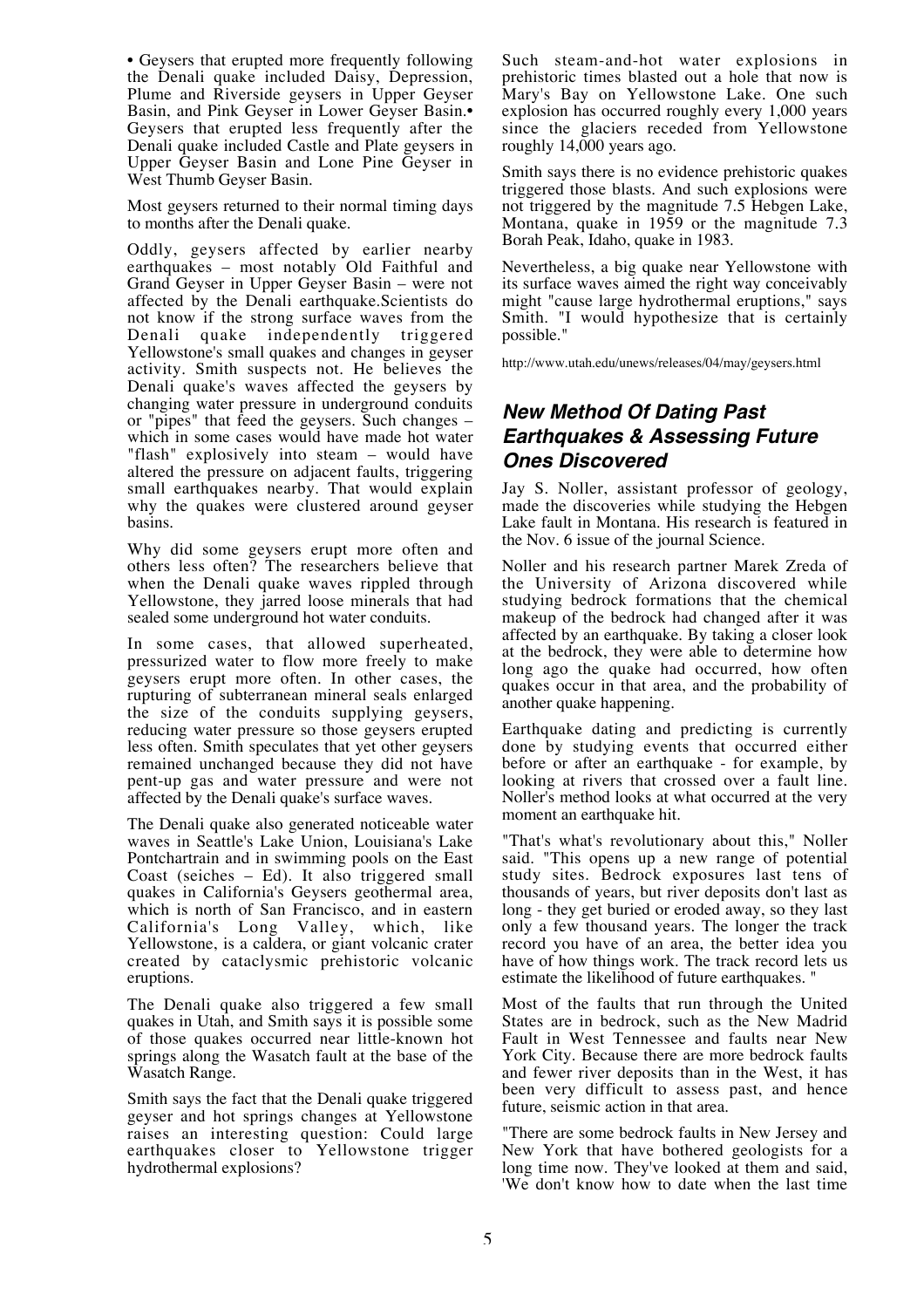• Geysers that erupted more frequently following the Denali quake included Daisy, Depression, Plume and Riverside geysers in Upper Geyser Basin, and Pink Geyser in Lower Geyser Basin.• Geysers that erupted less frequently after the Denali quake included Castle and Plate geysers in Upper Geyser Basin and Lone Pine Geyser in West Thumb Geyser Basin.

Most geysers returned to their normal timing days to months after the Denali quake.

Oddly, geysers affected by earlier nearby earthquakes – most notably Old Faithful and Grand Geyser in Upper Geyser Basin – were not affected by the Denali earthquake.Scientists do not know if the strong surface waves from the Denali quake independently triggered Yellowstone's small quakes and changes in geyser activity. Smith suspects not. He believes the Denali quake's waves affected the geysers by changing water pressure in underground conduits or "pipes" that feed the geysers. Such changes – which in some cases would have made hot water "flash" explosively into steam – would have altered the pressure on adjacent faults, triggering small earthquakes nearby. That would explain why the quakes were clustered around geyser basins.

Why did some geysers erupt more often and others less often? The researchers believe that when the Denali quake waves rippled through Yellowstone, they jarred loose minerals that had sealed some underground hot water conduits.

In some cases, that allowed superheated, pressurized water to flow more freely to make geysers erupt more often. In other cases, the rupturing of subterranean mineral seals enlarged the size of the conduits supplying geysers, reducing water pressure so those geysers erupted less often. Smith speculates that yet other geysers remained unchanged because they did not have pent-up gas and water pressure and were not affected by the Denali quake's surface waves.

The Denali quake also generated noticeable water waves in Seattle's Lake Union, Louisiana's Lake Pontchartrain and in swimming pools on the East Coast (seiches – Ed). It also triggered small quakes in California's Geysers geothermal area, which is north of San Francisco, and in eastern California's Long Valley, which, like Yellowstone, is a caldera, or giant volcanic crater created by cataclysmic prehistoric volcanic eruptions.

The Denali quake also triggered a few small quakes in Utah, and Smith says it is possible some of those quakes occurred near little-known hot springs along the Wasatch fault at the base of the Wasatch Range.

Smith says the fact that the Denali quake triggered geyser and hot springs changes at Yellowstone raises an interesting question: Could large earthquakes closer to Yellowstone trigger hydrothermal explosions?

Such steam-and-hot water explosions in prehistoric times blasted out a hole that now is Mary's Bay on Yellowstone Lake. One such explosion has occurred roughly every 1,000 years since the glaciers receded from Yellowstone roughly 14,000 years ago.

Smith says there is no evidence prehistoric quakes triggered those blasts. And such explosions were not triggered by the magnitude 7.5 Hebgen Lake, Montana, quake in 1959 or the magnitude 7.3 Borah Peak, Idaho, quake in 1983.

Nevertheless, a big quake near Yellowstone with its surface waves aimed the right way conceivably might "cause large hydrothermal eruptions," says Smith. "I would hypothesize that is certainly possible."

http://www.utah.edu/unews/releases/04/may/geysers.html

## *New Method Of Dating Past Earthquakes & Assessing Future Ones Discovered*

Jay S. Noller, assistant professor of geology, made the discoveries while studying the Hebgen Lake fault in Montana. His research is featured in the Nov. 6 issue of the journal Science.

Noller and his research partner Marek Zreda of the University of Arizona discovered while studying bedrock formations that the chemical makeup of the bedrock had changed after it was affected by an earthquake. By taking a closer look at the bedrock, they were able to determine how long ago the quake had occurred, how often quakes occur in that area, and the probability of another quake happening.

Earthquake dating and predicting is currently done by studying events that occurred either before or after an earthquake - for example, by looking at rivers that crossed over a fault line. Noller's method looks at what occurred at the very moment an earthquake hit.

"That's what's revolutionary about this," Noller said. "This opens up a new range of potential study sites. Bedrock exposures last tens of thousands of years, but river deposits don't last as long - they get buried or eroded away, so they last only a few thousand years. The longer the track record you have of an area, the better idea you have of how things work. The track record lets us estimate the likelihood of future earthquakes. "

Most of the faults that run through the United States are in bedrock, such as the New Madrid Fault in West Tennessee and faults near New York City. Because there are more bedrock faults and fewer river deposits than in the West, it has been very difficult to assess past, and hence future, seismic action in that area.

"There are some bedrock faults in New Jersey and New York that have bothered geologists for a long time now. They've looked at them and said, 'We don't know how to date when the last time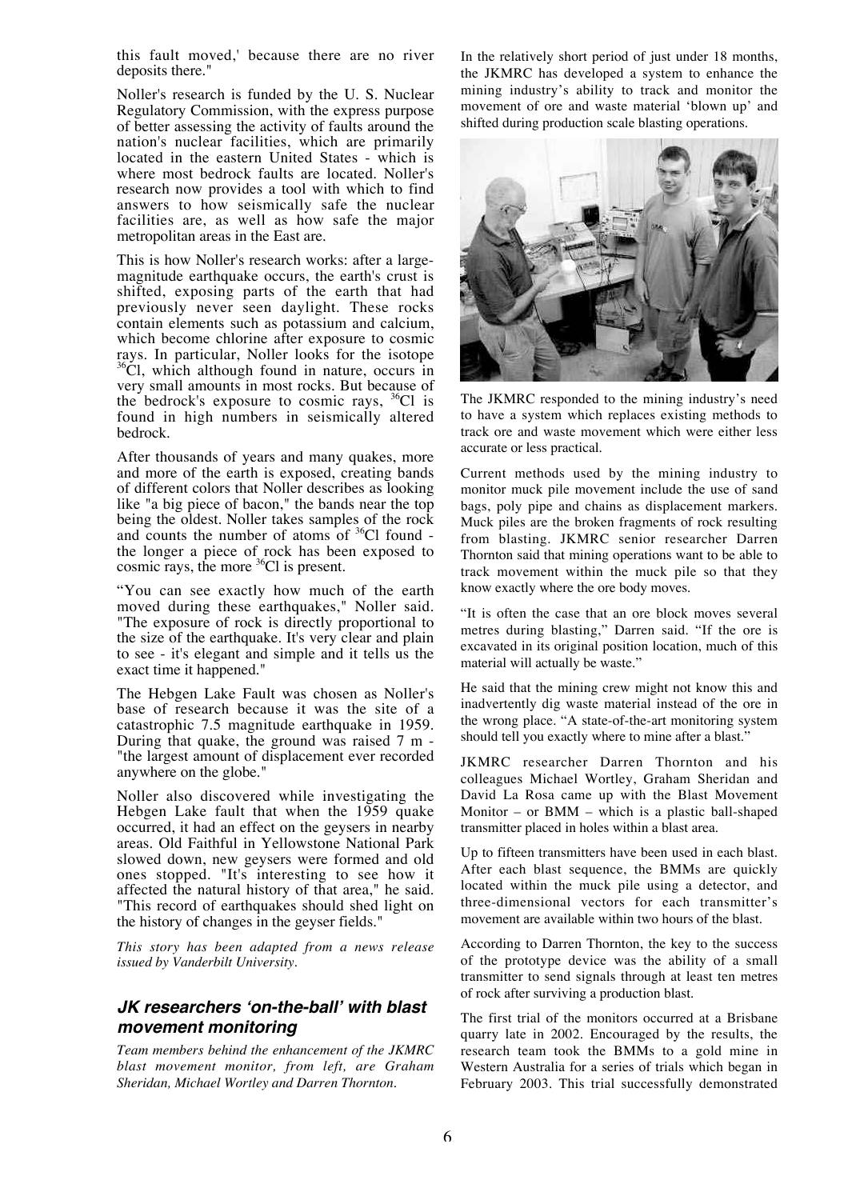this fault moved,' because there are no river deposits there."

Noller's research is funded by the U. S. Nuclear Regulatory Commission, with the express purpose of better assessing the activity of faults around the nation's nuclear facilities, which are primarily located in the eastern United States - which is where most bedrock faults are located. Noller's research now provides a tool with which to find answers to how seismically safe the nuclear facilities are, as well as how safe the major metropolitan areas in the East are.

This is how Noller's research works: after a large-magnitude earthquake occurs, the earth's crust is shifted, exposing parts of the earth that had previously never seen daylight. These rocks contain elements such as potassium and calcium, which become chlorine after exposure to cosmic rays. In particular, Noller looks for the isotope $^{36}$Cl, which although found in nature, occurs in very small amounts in most rocks. But because of the bedrock's exposure to cosmic rays, $^{36}$Cl is found in high numbers in seismically altered bedrock.

After thousands of years and many quakes, more and more of the earth is exposed, creating bands of different colors that Noller describes as looking like "a big piece of bacon," the bands near the top being the oldest. Noller takes samples of the rock and counts the number of atoms of $^{36}$Cl found - the longer a piece of rock has been exposed to cosmic rays, the more $^{36}$Cl is present.

"You can see exactly how much of the earth moved during these earthquakes," Noller said. "The exposure of rock is directly proportional to the size of the earthquake. It's very clear and plain to see - it's elegant and simple and it tells us the exact time it happened."

The Hebgen Lake Fault was chosen as Noller's base of research because it was the site of a catastrophic 7.5 magnitude earthquake in 1959. During that quake, the ground was raised 7 m - "the largest amount of displacement ever recorded anywhere on the globe."

Noller also discovered while investigating the Hebgen Lake fault that when the 1959 quake occurred, it had an effect on the geysers in nearby areas. Old Faithful in Yellowstone National Park slowed down, new geysers were formed and old ones stopped. "It's interesting to see how it affected the natural history of that area," he said. "This record of earthquakes should shed light on the history of changes in the geyser fields."

*This story has been adapted from a news release issued by Vanderbilt University.*

## JK researchers 'on-the-ball' with blast movement monitoring

*Team members behind the enhancement of the JKMRC blast movement monitor, from left, are Graham Sheridan, Michael Wortley and Darren Thornton.*

In the relatively short period of just under 18 months, the JKMRC has developed a system to enhance the mining industry's ability to track and monitor the movement of ore and waste material 'blown up' and shifted during production scale blasting operations.

The JKMRC responded to the mining industry's need to have a system which replaces existing methods to track ore and waste movement which were either less accurate or less practical.

Current methods used by the mining industry to monitor muck pile movement include the use of sand bags, poly pipe and chains as displacement markers. Muck piles are the broken fragments of rock resulting from blasting. JKMRC senior researcher Darren Thornton said that mining operations want to be able to track movement within the muck pile so that they know exactly where the ore body moves.

"It is often the case that an ore block moves several metres during blasting," Darren said. "If the ore is excavated in its original position location, much of this material will actually be waste."

He said that the mining crew might not know this and inadvertently dig waste material instead of the ore in the wrong place. "A state-of-the-art monitoring system should tell you exactly where to mine after a blast."

JKMRC researcher Darren Thornton and his colleagues Michael Wortley, Graham Sheridan and David La Rosa came up with the Blast Movement Monitor – or BMM – which is a plastic ball-shaped transmitter placed in holes within a blast area.

Up to fifteen transmitters have been used in each blast. After each blast sequence, the BMMs are quickly located within the muck pile using a detector, and three-dimensional vectors for each transmitter's movement are available within two hours of the blast.

According to Darren Thornton, the key to the success of the prototype device was the ability of a small transmitter to send signals through at least ten metres of rock after surviving a production blast.

The first trial of the monitors occurred at a Brisbane quarry late in 2002. Encouraged by the results, the research team took the BMMs to a gold mine in Western Australia for a series of trials which began in February 2003. This trial successfully demonstrated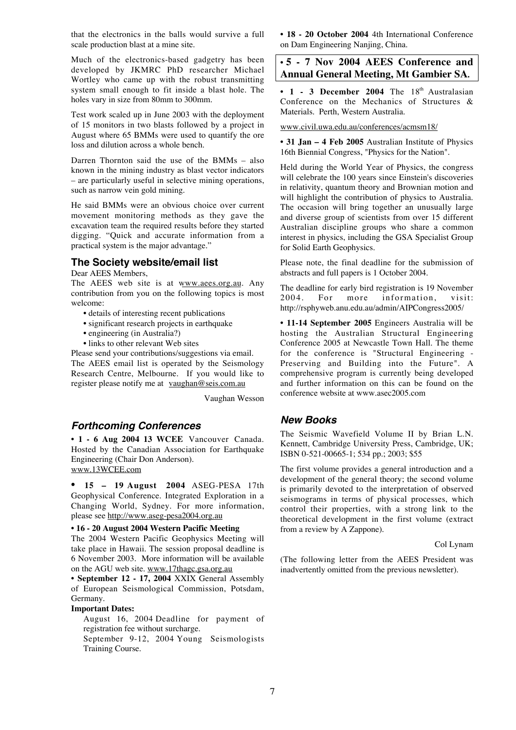that the electronics in the balls would survive a full scale production blast at a mine site.

Much of the electronics-based gadgetry has been developed by JKMRC PhD researcher Michael Wortley who came up with the robust transmitting system small enough to fit inside a blast hole. The holes vary in size from 80mm to 300mm.

Test work scaled up in June 2003 with the deployment of 15 monitors in two blasts followed by a project in August where 65 BMMs were used to quantify the ore loss and dilution across a whole bench.

Darren Thornton said the use of the BMMs – also known in the mining industry as blast vector indicators – are particularly useful in selective mining operations, such as narrow vein gold mining.

He said BMMs were an obvious choice over current movement monitoring methods as they gave the excavation team the required results before they started digging. "Quick and accurate information from a practical system is the major advantage."

## The Society website/email list

Dear AEES Members,

The AEES web site is at www.aees.org.au. Any contribution from you on the following topics is most welcome:

- details of interesting recent publications
- significant research projects in earthquake
- engineering (in Australia?)
- links to other relevant Web sites

Please send your contributions/suggestions via email.

The AEES email list is operated by the Seismology Research Centre, Melbourne. If you would like to register please notify me at vaughan@seis.com.au

Vaughan Wesson

## *Forthcoming Conferences*

• **1 - 6 Aug 2004 13 WCEE** Vancouver Canada. Hosted by the Canadian Association for Earthquake Engineering (Chair Don Anderson). www.13WCEE.com

• **15 – 19 August 2004** ASEG-PESA 17th Geophysical Conference. Integrated Exploration in a Changing World, Sydney. For more information, please see http://www.aseg-pesa2004.org.au

• **16 - 20 August 2004 Western Pacific Meeting**

The 2004 Western Pacific Geophysics Meeting will take place in Hawaii. The session proposal deadline is 6 November 2003. More information will be available on the AGU web site. www.17thagc.gsa.org.au

• **September 12 - 17, 2004** XXIX General Assembly of European Seismological Commission, Potsdam, Germany.

**Important Dates:**

August 16, 2004 Deadline for payment of registration fee without surcharge.

September 9-12, 2004 Young Seismologists Training Course.

• **18 - 20 October 2004** 4th International Conference on Dam Engineering Nanjing, China.

• **5 - 7 Nov 2004 AEES Conference and Annual General Meeting, Mt Gambier SA.**

• **1 - 3 December 2004** The 18th Australasian Conference on the Mechanics of Structures & Materials. Perth, Western Australia.

www.civil.uwa.edu.au/conferences/acmsm18/

• **31 Jan – 4 Feb 2005** Australian Institute of Physics 16th Biennial Congress, "Physics for the Nation".

Held during the World Year of Physics, the congress will celebrate the 100 years since Einstein's discoveries in relativity, quantum theory and Brownian motion and will highlight the contribution of physics to Australia. The occasion will bring together an unusually large and diverse group of scientists from over 15 different Australian discipline groups who share a common interest in physics, including the GSA Specialist Group for Solid Earth Geophysics.

Please note, the final deadline for the submission of abstracts and full papers is 1 October 2004.

The deadline for early bird registration is 19 November 2004. For more information, visit: http://rsphyweb.anu.edu.au/admin/AIPCongress2005/

• **11-14 September 2005** Engineers Australia will be hosting the Australian Structural Engineering Conference 2005 at Newcastle Town Hall. The theme for the conference is "Structural Engineering - Preserving and Building into the Future". A comprehensive program is currently being developed and further information on this can be found on the conference website at www.asec2005.com

## *New Books*

The Seismic Wavefield Volume II by Brian L.N. Kennett, Cambridge University Press, Cambridge, UK; ISBN 0-521-00665-1; 534 pp.; 2003; $55

The first volume provides a general introduction and a development of the general theory; the second volume is primarily devoted to the interpretation of observed seismograms in terms of physical processes, which control their properties, with a strong link to the theoretical development in the first volume (extract from a review by A Zappone).

Col Lynam

(The following letter from the AEES President was inadvertently omitted from the previous newsletter).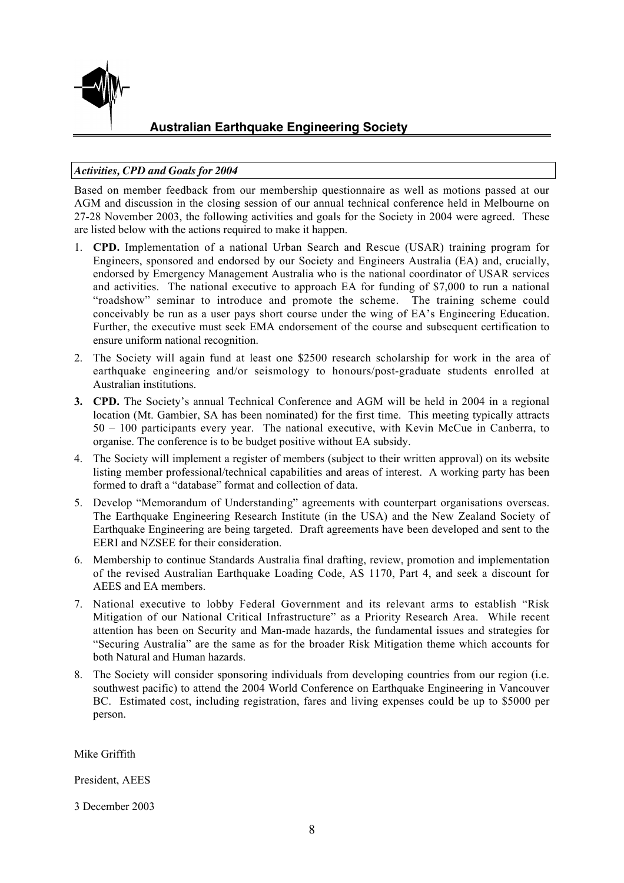**Australian Earthquake Engineering Society**

*Activities, CPD and Goals for 2004*

Based on member feedback from our membership questionnaire as well as motions passed at our AGM and discussion in the closing session of our annual technical conference held in Melbourne on 27-28 November 2003, the following activities and goals for the Society in 2004 were agreed. These are listed below with the actions required to make it happen.

1. **CPD.** Implementation of a national Urban Search and Rescue (USAR) training program for Engineers, sponsored and endorsed by our Society and Engineers Australia (EA) and, crucially, endorsed by Emergency Management Australia who is the national coordinator of USAR services and activities. The national executive to approach EA for funding of $7,000 to run a national "roadshow" seminar to introduce and promote the scheme. The training scheme could conceivably be run as a user pays short course under the wing of EA's Engineering Education. Further, the executive must seek EMA endorsement of the course and subsequent certification to ensure uniform national recognition.
2. The Society will again fund at least one $2500 research scholarship for work in the area of earthquake engineering and/or seismology to honours/post-graduate students enrolled at Australian institutions.
3. **CPD.** The Society's annual Technical Conference and AGM will be held in 2004 in a regional location (Mt. Gambier, SA has been nominated) for the first time. This meeting typically attracts 50 – 100 participants every year. The national executive, with Kevin McCue in Canberra, to organise. The conference is to be budget positive without EA subsidy.
4. The Society will implement a register of members (subject to their written approval) on its website listing member professional/technical capabilities and areas of interest. A working party has been formed to draft a "database" format and collection of data.
5. Develop "Memorandum of Understanding" agreements with counterpart organisations overseas. The Earthquake Engineering Research Institute (in the USA) and the New Zealand Society of Earthquake Engineering are being targeted. Draft agreements have been developed and sent to the EERI and NZSEE for their consideration.
6. Membership to continue Standards Australia final drafting, review, promotion and implementation of the revised Australian Earthquake Loading Code, AS 1170, Part 4, and seek a discount for AEES and EA members.
7. National executive to lobby Federal Government and its relevant arms to establish "Risk Mitigation of our National Critical Infrastructure" as a Priority Research Area. While recent attention has been on Security and Man-made hazards, the fundamental issues and strategies for "Securing Australia" are the same as for the broader Risk Mitigation theme which accounts for both Natural and Human hazards.
8. The Society will consider sponsoring individuals from developing countries from our region (i.e. southwest pacific) to attend the 2004 World Conference on Earthquake Engineering in Vancouver BC. Estimated cost, including registration, fares and living expenses could be up to $5000 per person.

Mike Griffith

President, AEES

3 December 2003